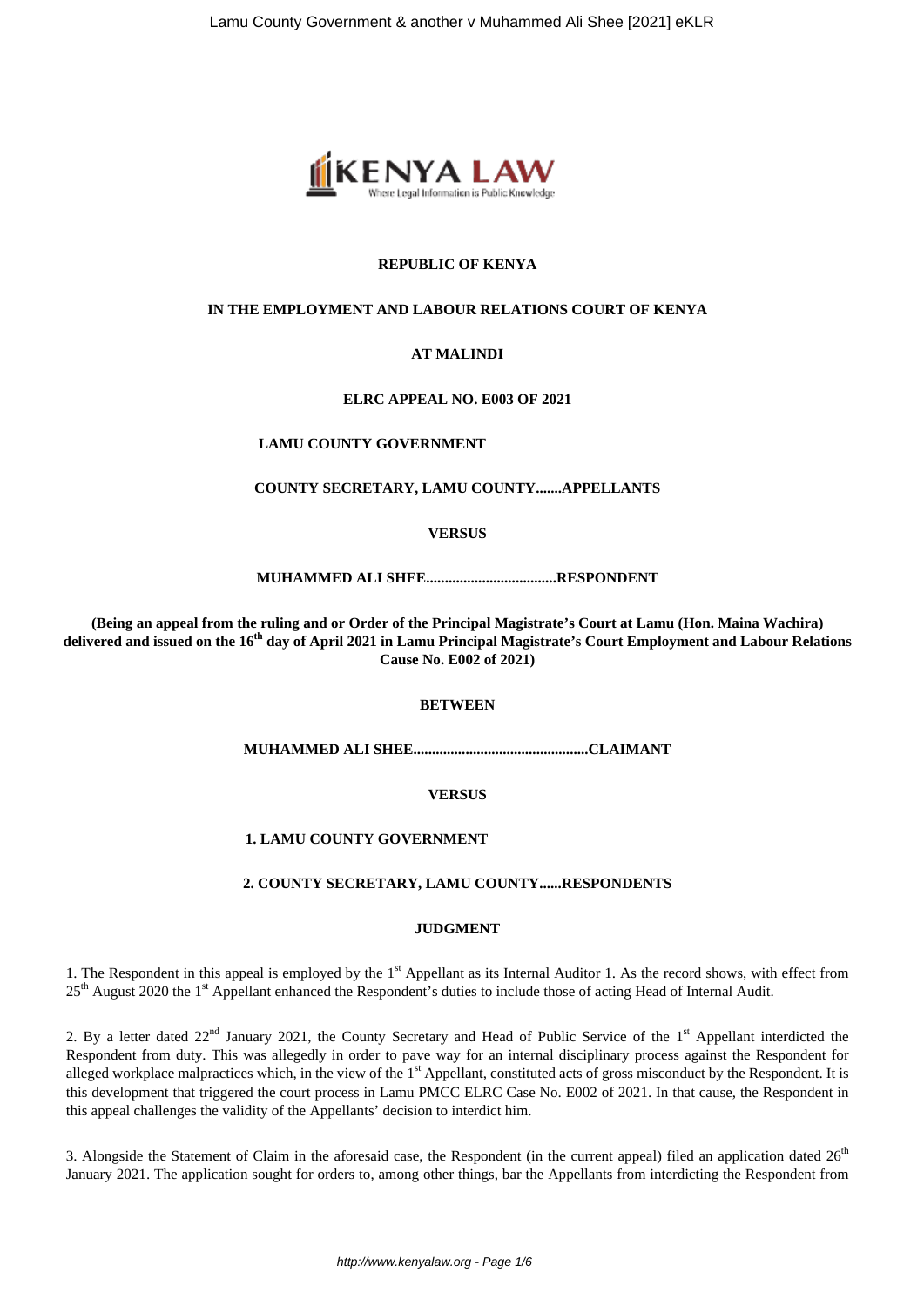**REPUBLIC OF KENYA**

**IN THE EMPLOYMENT AND LABOUR RELATIONS COURT OF KENYA**

**AT MALINDI**

**ELRC APPEAL NO. E003 OF 2021**

**LAMU COUNTY GOVERNMENT**

**COUNTY SECRETARY, LAMU COUNTY.......APPELLANTS**

**VERSUS**

**MUHAMMED ALI SHEE...................................RESPONDENT**

**(Being an appeal from the ruling and or Order of the Principal Magistrate's Court at Lamu (Hon. Maina Wachira) delivered and issued on the 16th day of April 2021 in Lamu Principal Magistrate's Court Employment and Labour Relations Cause No. E002 of 2021)**

**BETWEEN**

**MUHAMMED ALI SHEE...............................................CLAIMANT**

**VERSUS**

**1. LAMU COUNTY GOVERNMENT**

**2. COUNTY SECRETARY, LAMU COUNTY......RESPONDENTS**

**JUDGMENT**

1. The Respondent in this appeal is employed by the 1st Appellant as its Internal Auditor 1. As the record shows, with effect from 25th August 2020 the 1st Appellant enhanced the Respondent's duties to include those of acting Head of Internal Audit.

2. By a letter dated 22nd January 2021, the County Secretary and Head of Public Service of the 1st Appellant interdicted the Respondent from duty. This was allegedly in order to pave way for an internal disciplinary process against the Respondent for alleged workplace malpractices which, in the view of the 1st Appellant, constituted acts of gross misconduct by the Respondent. It is this development that triggered the court process in Lamu PMCC ELRC Case No. E002 of 2021. In that cause, the Respondent in this appeal challenges the validity of the Appellants' decision to interdict him.

3. Alongside the Statement of Claim in the aforesaid case, the Respondent (in the current appeal) filed an application dated 26th January 2021. The application sought for orders to, among other things, bar the Appellants from interdicting the Respondent from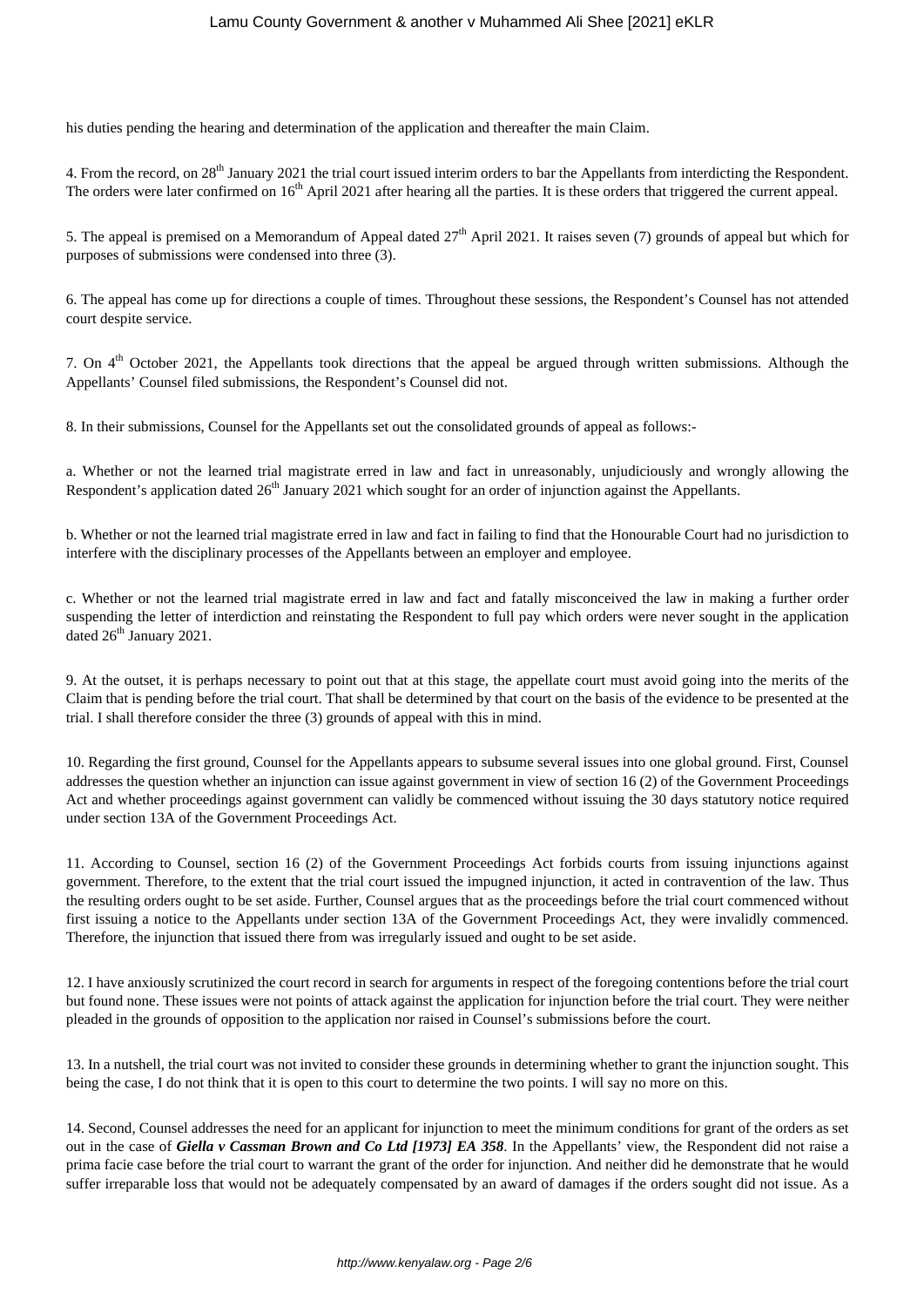his duties pending the hearing and determination of the application and thereafter the main Claim.

4. From the record, on 28th January 2021 the trial court issued interim orders to bar the Appellants from interdicting the Respondent. The orders were later confirmed on 16th April 2021 after hearing all the parties. It is these orders that triggered the current appeal.

5. The appeal is premised on a Memorandum of Appeal dated 27th April 2021. It raises seven (7) grounds of appeal but which for purposes of submissions were condensed into three (3).

6. The appeal has come up for directions a couple of times. Throughout these sessions, the Respondent's Counsel has not attended court despite service.

7. On 4th October 2021, the Appellants took directions that the appeal be argued through written submissions. Although the Appellants' Counsel filed submissions, the Respondent's Counsel did not.

8. In their submissions, Counsel for the Appellants set out the consolidated grounds of appeal as follows:-

a. Whether or not the learned trial magistrate erred in law and fact in unreasonably, unjudiciously and wrongly allowing the Respondent's application dated 26th January 2021 which sought for an order of injunction against the Appellants.

b. Whether or not the learned trial magistrate erred in law and fact in failing to find that the Honourable Court had no jurisdiction to interfere with the disciplinary processes of the Appellants between an employer and employee.

c. Whether or not the learned trial magistrate erred in law and fact and fatally misconceived the law in making a further order suspending the letter of interdiction and reinstating the Respondent to full pay which orders were never sought in the application dated 26th January 2021.

9. At the outset, it is perhaps necessary to point out that at this stage, the appellate court must avoid going into the merits of the Claim that is pending before the trial court. That shall be determined by that court on the basis of the evidence to be presented at the trial. I shall therefore consider the three (3) grounds of appeal with this in mind.

10. Regarding the first ground, Counsel for the Appellants appears to subsume several issues into one global ground. First, Counsel addresses the question whether an injunction can issue against government in view of section 16 (2) of the Government Proceedings Act and whether proceedings against government can validly be commenced without issuing the 30 days statutory notice required under section 13A of the Government Proceedings Act.

11. According to Counsel, section 16 (2) of the Government Proceedings Act forbids courts from issuing injunctions against government. Therefore, to the extent that the trial court issued the impugned injunction, it acted in contravention of the law. Thus the resulting orders ought to be set aside. Further, Counsel argues that as the proceedings before the trial court commenced without first issuing a notice to the Appellants under section 13A of the Government Proceedings Act, they were invalidly commenced. Therefore, the injunction that issued there from was irregularly issued and ought to be set aside.

12. I have anxiously scrutinized the court record in search for arguments in respect of the foregoing contentions before the trial court but found none. These issues were not points of attack against the application for injunction before the trial court. They were neither pleaded in the grounds of opposition to the application nor raised in Counsel's submissions before the court.

13. In a nutshell, the trial court was not invited to consider these grounds in determining whether to grant the injunction sought. This being the case, I do not think that it is open to this court to determine the two points. I will say no more on this.

14. Second, Counsel addresses the need for an applicant for injunction to meet the minimum conditions for grant of the orders as set out in the case of ***Giella v Cassman Brown and Co Ltd [1973] EA 358***. In the Appellants' view, the Respondent did not raise a prima facie case before the trial court to warrant the grant of the order for injunction. And neither did he demonstrate that he would suffer irreparable loss that would not be adequately compensated by an award of damages if the orders sought did not issue. As a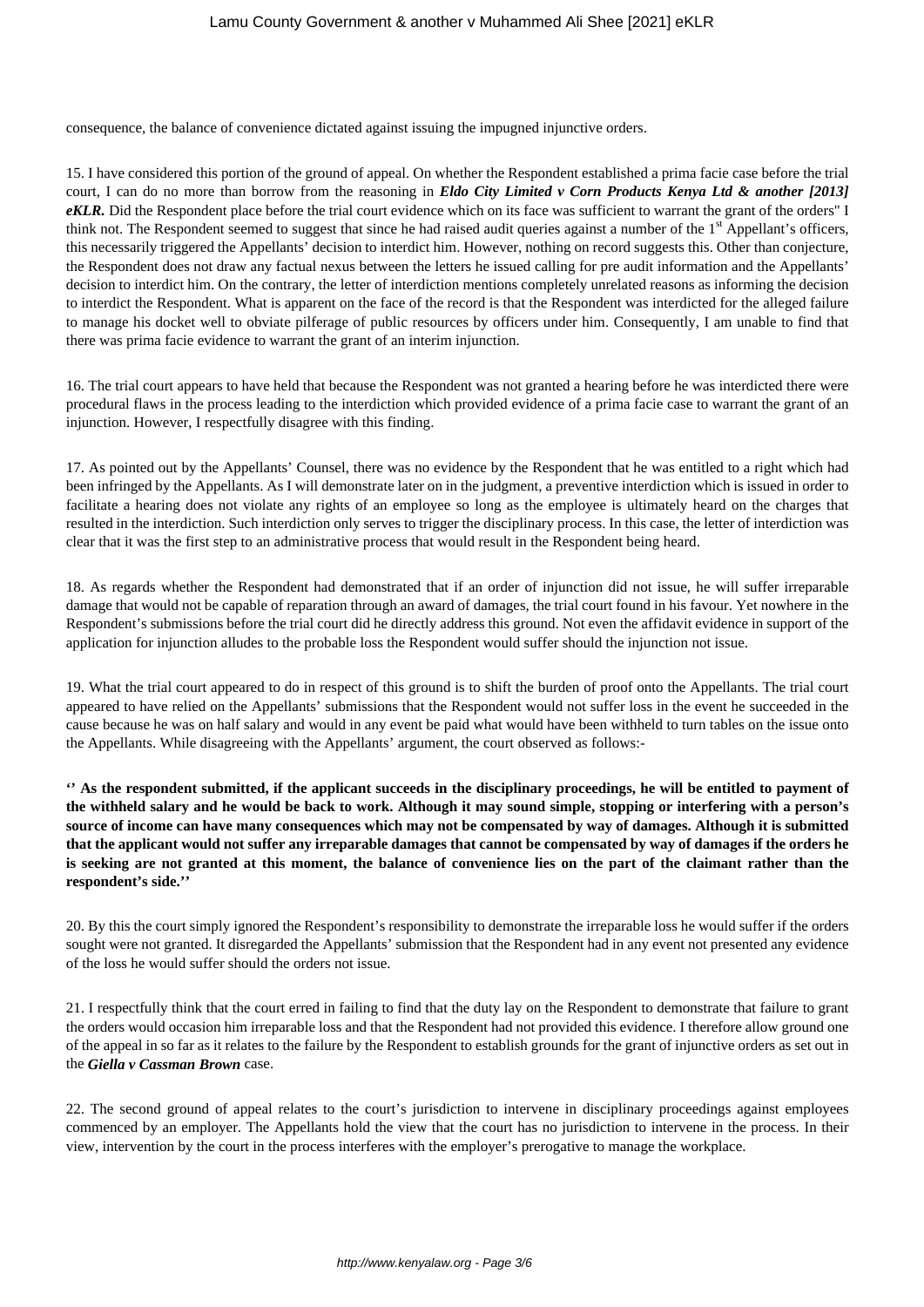consequence, the balance of convenience dictated against issuing the impugned injunctive orders.

15. I have considered this portion of the ground of appeal. On whether the Respondent established a prima facie case before the trial court, I can do no more than borrow from the reasoning in ***Eldo City Limited v Corn Products Kenya Ltd & another [2013] eKLR.*** Did the Respondent place before the trial court evidence which on its face was sufficient to warrant the grant of the orders" I think not. The Respondent seemed to suggest that since he had raised audit queries against a number of the 1st Appellant's officers, this necessarily triggered the Appellants' decision to interdict him. However, nothing on record suggests this. Other than conjecture, the Respondent does not draw any factual nexus between the letters he issued calling for pre audit information and the Appellants' decision to interdict him. On the contrary, the letter of interdiction mentions completely unrelated reasons as informing the decision to interdict the Respondent. What is apparent on the face of the record is that the Respondent was interdicted for the alleged failure to manage his docket well to obviate pilferage of public resources by officers under him. Consequently, I am unable to find that there was prima facie evidence to warrant the grant of an interim injunction.

16. The trial court appears to have held that because the Respondent was not granted a hearing before he was interdicted there were procedural flaws in the process leading to the interdiction which provided evidence of a prima facie case to warrant the grant of an injunction. However, I respectfully disagree with this finding.

17. As pointed out by the Appellants' Counsel, there was no evidence by the Respondent that he was entitled to a right which had been infringed by the Appellants. As I will demonstrate later on in the judgment, a preventive interdiction which is issued in order to facilitate a hearing does not violate any rights of an employee so long as the employee is ultimately heard on the charges that resulted in the interdiction. Such interdiction only serves to trigger the disciplinary process. In this case, the letter of interdiction was clear that it was the first step to an administrative process that would result in the Respondent being heard.

18. As regards whether the Respondent had demonstrated that if an order of injunction did not issue, he will suffer irreparable damage that would not be capable of reparation through an award of damages, the trial court found in his favour. Yet nowhere in the Respondent's submissions before the trial court did he directly address this ground. Not even the affidavit evidence in support of the application for injunction alludes to the probable loss the Respondent would suffer should the injunction not issue.

19. What the trial court appeared to do in respect of this ground is to shift the burden of proof onto the Appellants. The trial court appeared to have relied on the Appellants' submissions that the Respondent would not suffer loss in the event he succeeded in the cause because he was on half salary and would in any event be paid what would have been withheld to turn tables on the issue onto the Appellants. While disagreeing with the Appellants' argument, the court observed as follows:-

**'' As the respondent submitted, if the applicant succeeds in the disciplinary proceedings, he will be entitled to payment of the withheld salary and he would be back to work. Although it may sound simple, stopping or interfering with a person's source of income can have many consequences which may not be compensated by way of damages. Although it is submitted that the applicant would not suffer any irreparable damages that cannot be compensated by way of damages if the orders he is seeking are not granted at this moment, the balance of convenience lies on the part of the claimant rather than the respondent's side.''**

20. By this the court simply ignored the Respondent's responsibility to demonstrate the irreparable loss he would suffer if the orders sought were not granted. It disregarded the Appellants' submission that the Respondent had in any event not presented any evidence of the loss he would suffer should the orders not issue.

21. I respectfully think that the court erred in failing to find that the duty lay on the Respondent to demonstrate that failure to grant the orders would occasion him irreparable loss and that the Respondent had not provided this evidence. I therefore allow ground one of the appeal in so far as it relates to the failure by the Respondent to establish grounds for the grant of injunctive orders as set out in the ***Giella v Cassman Brown*** case.

22. The second ground of appeal relates to the court's jurisdiction to intervene in disciplinary proceedings against employees commenced by an employer. The Appellants hold the view that the court has no jurisdiction to intervene in the process. In their view, intervention by the court in the process interferes with the employer's prerogative to manage the workplace.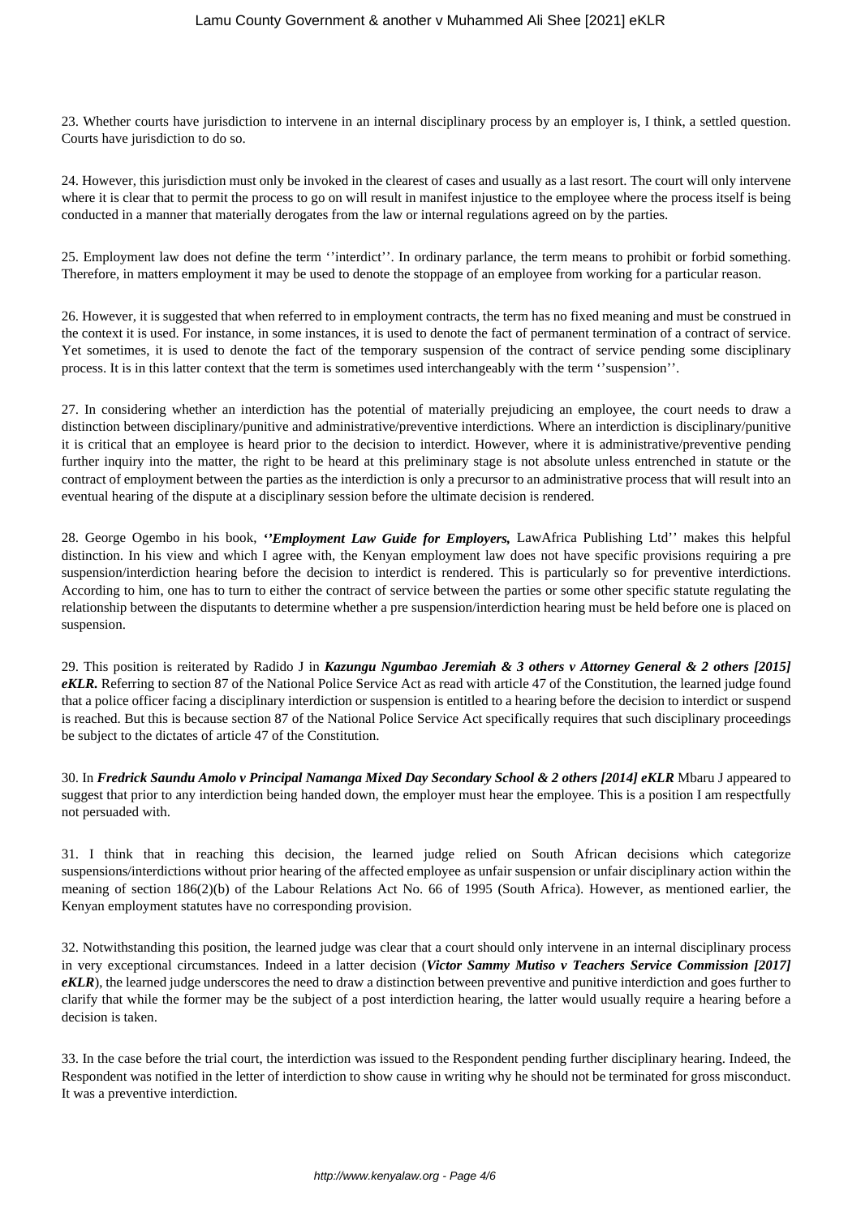23. Whether courts have jurisdiction to intervene in an internal disciplinary process by an employer is, I think, a settled question. Courts have jurisdiction to do so.

24. However, this jurisdiction must only be invoked in the clearest of cases and usually as a last resort. The court will only intervene where it is clear that to permit the process to go on will result in manifest injustice to the employee where the process itself is being conducted in a manner that materially derogates from the law or internal regulations agreed on by the parties.

25. Employment law does not define the term ''interdict''. In ordinary parlance, the term means to prohibit or forbid something. Therefore, in matters employment it may be used to denote the stoppage of an employee from working for a particular reason.

26. However, it is suggested that when referred to in employment contracts, the term has no fixed meaning and must be construed in the context it is used. For instance, in some instances, it is used to denote the fact of permanent termination of a contract of service. Yet sometimes, it is used to denote the fact of the temporary suspension of the contract of service pending some disciplinary process. It is in this latter context that the term is sometimes used interchangeably with the term ''suspension''.

27. In considering whether an interdiction has the potential of materially prejudicing an employee, the court needs to draw a distinction between disciplinary/punitive and administrative/preventive interdictions. Where an interdiction is disciplinary/punitive it is critical that an employee is heard prior to the decision to interdict. However, where it is administrative/preventive pending further inquiry into the matter, the right to be heard at this preliminary stage is not absolute unless entrenched in statute or the contract of employment between the parties as the interdiction is only a precursor to an administrative process that will result into an eventual hearing of the dispute at a disciplinary session before the ultimate decision is rendered.

28. George Ogembo in his book, ***''Employment Law Guide for Employers,*** LawAfrica Publishing Ltd'' makes this helpful distinction. In his view and which I agree with, the Kenyan employment law does not have specific provisions requiring a pre suspension/interdiction hearing before the decision to interdict is rendered. This is particularly so for preventive interdictions. According to him, one has to turn to either the contract of service between the parties or some other specific statute regulating the relationship between the disputants to determine whether a pre suspension/interdiction hearing must be held before one is placed on suspension.

29. This position is reiterated by Radido J in ***Kazungu Ngumbao Jeremiah & 3 others v Attorney General & 2 others [2015] eKLR.*** Referring to section 87 of the National Police Service Act as read with article 47 of the Constitution, the learned judge found that a police officer facing a disciplinary interdiction or suspension is entitled to a hearing before the decision to interdict or suspend is reached. But this is because section 87 of the National Police Service Act specifically requires that such disciplinary proceedings be subject to the dictates of article 47 of the Constitution.

30. In ***Fredrick Saundu Amolo v Principal Namanga Mixed Day Secondary School & 2 others [2014] eKLR*** Mbaru J appeared to suggest that prior to any interdiction being handed down, the employer must hear the employee. This is a position I am respectfully not persuaded with.

31. I think that in reaching this decision, the learned judge relied on South African decisions which categorize suspensions/interdictions without prior hearing of the affected employee as unfair suspension or unfair disciplinary action within the meaning of section 186(2)(b) of the Labour Relations Act No. 66 of 1995 (South Africa). However, as mentioned earlier, the Kenyan employment statutes have no corresponding provision.

32. Notwithstanding this position, the learned judge was clear that a court should only intervene in an internal disciplinary process in very exceptional circumstances. Indeed in a latter decision (***Victor Sammy Mutiso v Teachers Service Commission [2017] eKLR***), the learned judge underscores the need to draw a distinction between preventive and punitive interdiction and goes further to clarify that while the former may be the subject of a post interdiction hearing, the latter would usually require a hearing before a decision is taken.

33. In the case before the trial court, the interdiction was issued to the Respondent pending further disciplinary hearing. Indeed, the Respondent was notified in the letter of interdiction to show cause in writing why he should not be terminated for gross misconduct. It was a preventive interdiction.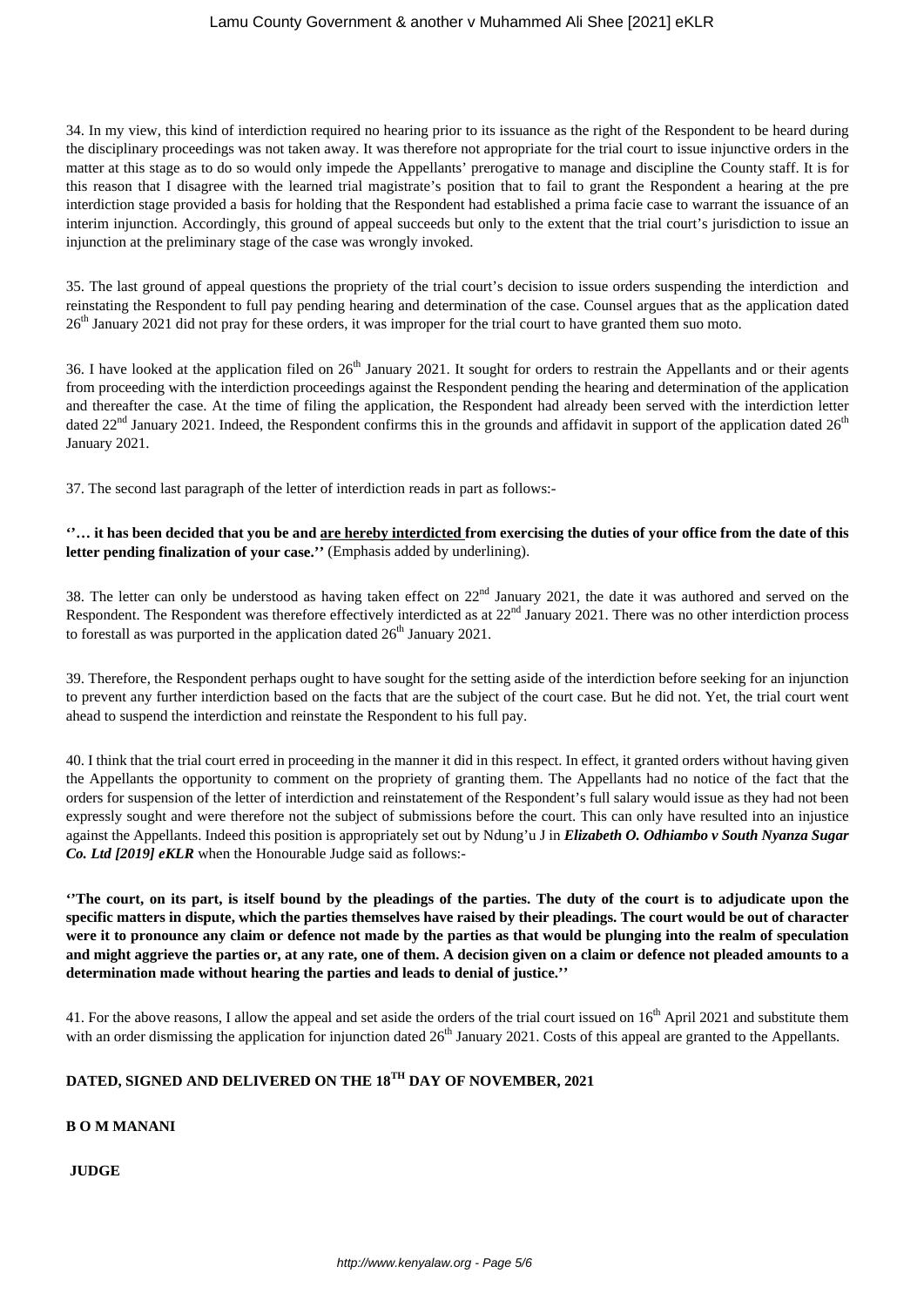34. In my view, this kind of interdiction required no hearing prior to its issuance as the right of the Respondent to be heard during the disciplinary proceedings was not taken away. It was therefore not appropriate for the trial court to issue injunctive orders in the matter at this stage as to do so would only impede the Appellants' prerogative to manage and discipline the County staff. It is for this reason that I disagree with the learned trial magistrate's position that to fail to grant the Respondent a hearing at the pre interdiction stage provided a basis for holding that the Respondent had established a prima facie case to warrant the issuance of an interim injunction. Accordingly, this ground of appeal succeeds but only to the extent that the trial court's jurisdiction to issue an injunction at the preliminary stage of the case was wrongly invoked.

35. The last ground of appeal questions the propriety of the trial court's decision to issue orders suspending the interdiction and reinstating the Respondent to full pay pending hearing and determination of the case. Counsel argues that as the application dated 26th January 2021 did not pray for these orders, it was improper for the trial court to have granted them suo moto.

36. I have looked at the application filed on 26th January 2021. It sought for orders to restrain the Appellants and or their agents from proceeding with the interdiction proceedings against the Respondent pending the hearing and determination of the application and thereafter the case. At the time of filing the application, the Respondent had already been served with the interdiction letter dated 22nd January 2021. Indeed, the Respondent confirms this in the grounds and affidavit in support of the application dated 26th January 2021.

37. The second last paragraph of the letter of interdiction reads in part as follows:-

**''… it has been decided that you be and <u>are hereby interdicted</u> from exercising the duties of your office from the date of this letter pending finalization of your case.''** (Emphasis added by underlining).

38. The letter can only be understood as having taken effect on 22nd January 2021, the date it was authored and served on the Respondent. The Respondent was therefore effectively interdicted as at 22nd January 2021. There was no other interdiction process to forestall as was purported in the application dated 26th January 2021.

39. Therefore, the Respondent perhaps ought to have sought for the setting aside of the interdiction before seeking for an injunction to prevent any further interdiction based on the facts that are the subject of the court case. But he did not. Yet, the trial court went ahead to suspend the interdiction and reinstate the Respondent to his full pay.

40. I think that the trial court erred in proceeding in the manner it did in this respect. In effect, it granted orders without having given the Appellants the opportunity to comment on the propriety of granting them. The Appellants had no notice of the fact that the orders for suspension of the letter of interdiction and reinstatement of the Respondent's full salary would issue as they had not been expressly sought and were therefore not the subject of submissions before the court. This can only have resulted into an injustice against the Appellants. Indeed this position is appropriately set out by Ndung'u J in ***Elizabeth O. Odhiambo v South Nyanza Sugar Co. Ltd [2019] eKLR*** when the Honourable Judge said as follows:-

**''The court, on its part, is itself bound by the pleadings of the parties. The duty of the court is to adjudicate upon the specific matters in dispute, which the parties themselves have raised by their pleadings. The court would be out of character were it to pronounce any claim or defence not made by the parties as that would be plunging into the realm of speculation and might aggrieve the parties or, at any rate, one of them. A decision given on a claim or defence not pleaded amounts to a determination made without hearing the parties and leads to denial of justice.''**

41. For the above reasons, I allow the appeal and set aside the orders of the trial court issued on 16th April 2021 and substitute them with an order dismissing the application for injunction dated 26th January 2021. Costs of this appeal are granted to the Appellants.

**DATED, SIGNED AND DELIVERED ON THE 18TH DAY OF NOVEMBER, 2021**

**B O M MANANI**

**JUDGE**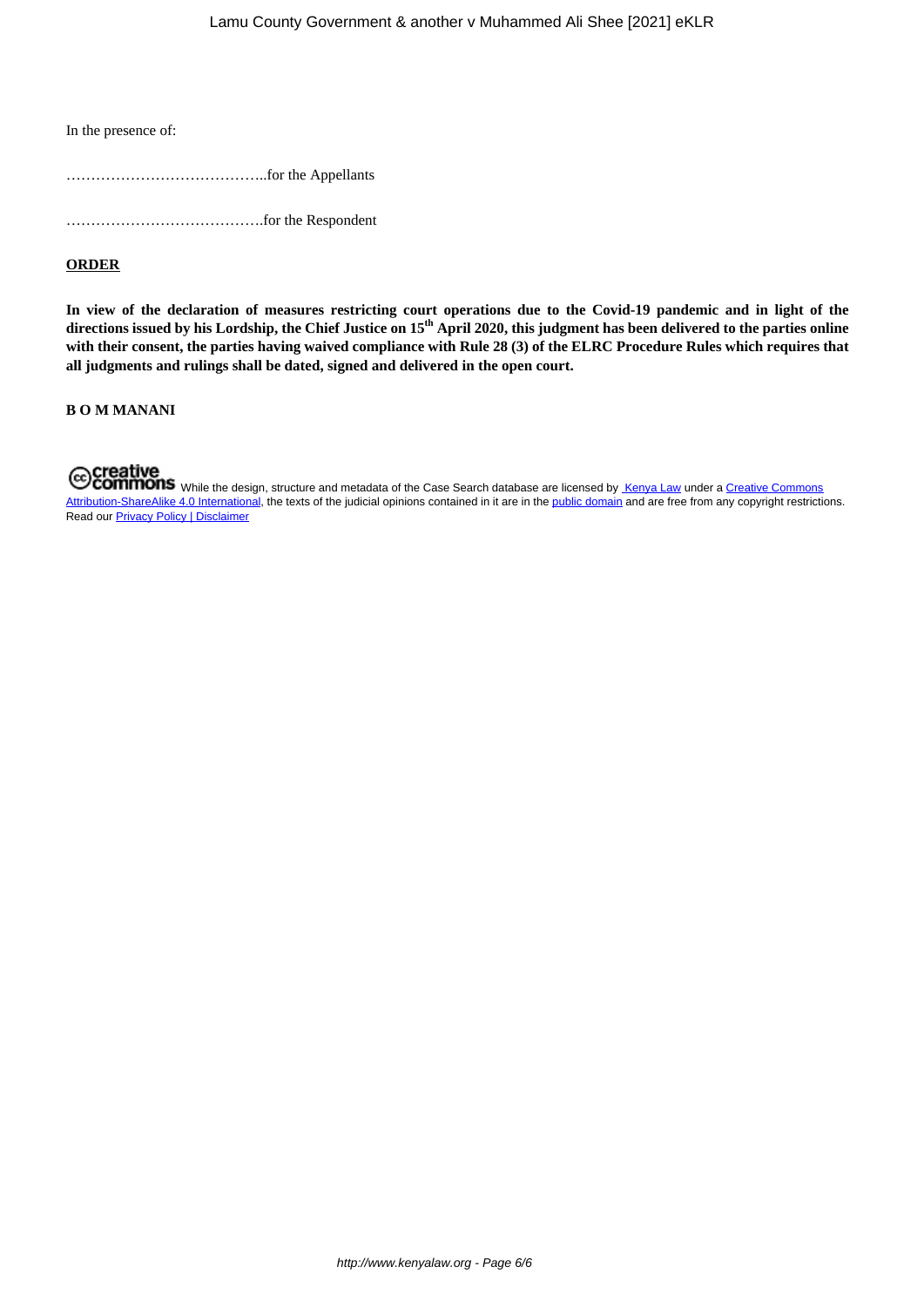In the presence of:

…………………………………..for the Appellants

………………………………….for the Respondent

**ORDER**

**In view of the declaration of measures restricting court operations due to the Covid-19 pandemic and in light of the directions issued by his Lordship, the Chief Justice on 15th April 2020, this judgment has been delivered to the parties online with their consent, the parties having waived compliance with Rule 28 (3) of the ELRC Procedure Rules which requires that all judgments and rulings shall be dated, signed and delivered in the open court.**

**B O M MANANI**

creative commons While the design, structure and metadata of the Case Search database are licensed by Kenya Law under a Creative Commons Attribution-ShareAlike 4.0 International, the texts of the judicial opinions contained in it are in the public domain and are free from any copyright restrictions. Read our Privacy Policy | Disclaimer